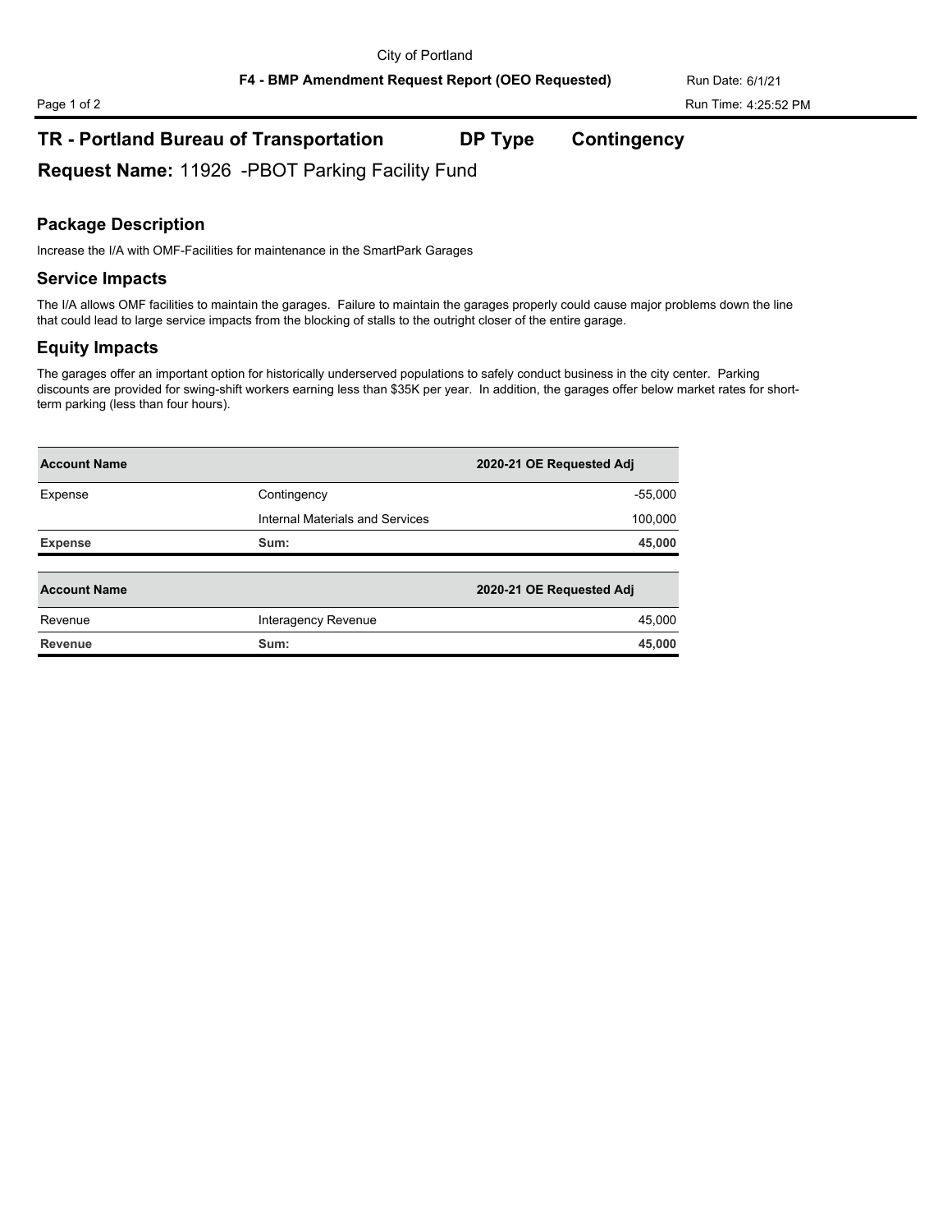City of Portland

**F4 - BMP Amendment Request Report (OEO Requested)**

Run Date: 6/1/21

Run Time: 4:25:52 PM

## TR - Portland Bureau of Transportation — DP Type — Contingency

**Request Name:** 11926 -PBOT Parking Facility Fund

### Package Description

Increase the I/A with OMF-Facilities for maintenance in the SmartPark Garages

### Service Impacts

The I/A allows OMF facilities to maintain the garages. Failure to maintain the garages properly could cause major problems down the line that could lead to large service impacts from the blocking of stalls to the outright closer of the entire garage.

### Equity Impacts

The garages offer an important option for historically underserved populations to safely conduct business in the city center. Parking discounts are provided for swing-shift workers earning less than $35K per year. In addition, the garages offer below market rates for short-term parking (less than four hours).

| Account Name | | 2020-21 OE Requested Adj |
|---|---|---|
| Expense | Contingency | -55,000 |
| | Internal Materials and Services | 100,000 |
| **Expense** | **Sum:** | **45,000** |

| Account Name | | 2020-21 OE Requested Adj |
|---|---|---|
| Revenue | Interagency Revenue | 45,000 |
| **Revenue** | **Sum:** | **45,000** |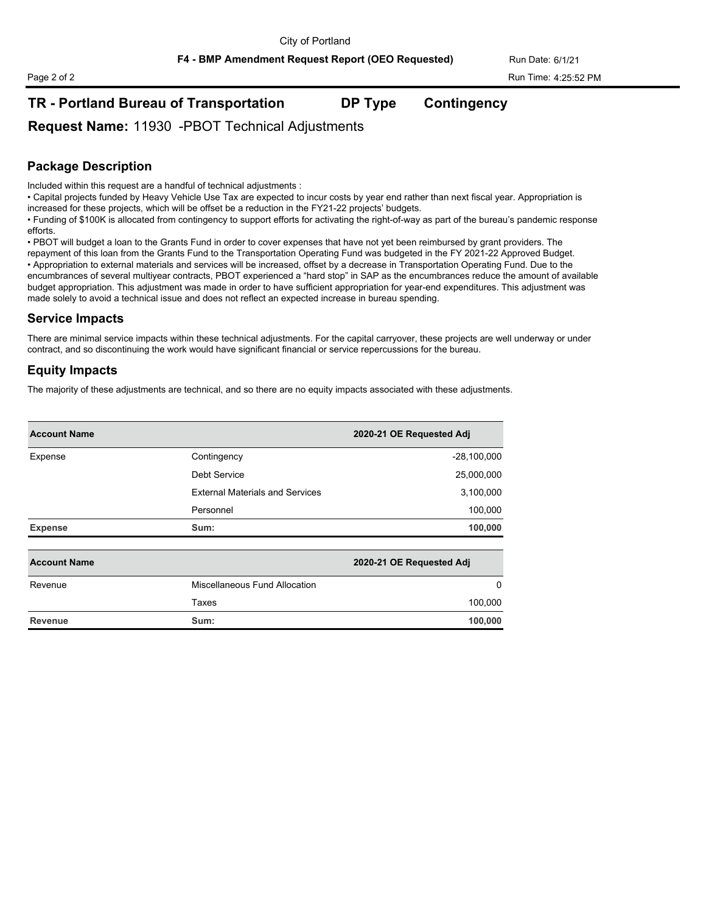City of Portland

**F4 - BMP Amendment Request Report (OEO Requested)**

Run Date: 6/1/21

Run Time: 4:25:52 PM

## TR - Portland Bureau of Transportation    DP Type    Contingency

**Request Name:** 11930 -PBOT Technical Adjustments

## Package Description

Included within this request are a handful of technical adjustments :

• Capital projects funded by Heavy Vehicle Use Tax are expected to incur costs by year end rather than next fiscal year. Appropriation is increased for these projects, which will be offset be a reduction in the FY21-22 projects' budgets.

• Funding of $100K is allocated from contingency to support efforts for activating the right-of-way as part of the bureau's pandemic response efforts.

• PBOT will budget a loan to the Grants Fund in order to cover expenses that have not yet been reimbursed by grant providers. The repayment of this loan from the Grants Fund to the Transportation Operating Fund was budgeted in the FY 2021-22 Approved Budget.

• Appropriation to external materials and services will be increased, offset by a decrease in Transportation Operating Fund. Due to the encumbrances of several multiyear contracts, PBOT experienced a "hard stop" in SAP as the encumbrances reduce the amount of available budget appropriation. This adjustment was made in order to have sufficient appropriation for year-end expenditures. This adjustment was made solely to avoid a technical issue and does not reflect an expected increase in bureau spending.

## Service Impacts

There are minimal service impacts within these technical adjustments. For the capital carryover, these projects are well underway or under contract, and so discontinuing the work would have significant financial or service repercussions for the bureau.

## Equity Impacts

The majority of these adjustments are technical, and so there are no equity impacts associated with these adjustments.

| Account Name | | 2020-21 OE Requested Adj |
|---|---|---|
| Expense | Contingency | -28,100,000 |
| | Debt Service | 25,000,000 |
| | External Materials and Services | 3,100,000 |
| | Personnel | 100,000 |
| **Expense** | **Sum:** | **100,000** |

| Account Name | | 2020-21 OE Requested Adj |
|---|---|---|
| Revenue | Miscellaneous Fund Allocation | 0 |
| | Taxes | 100,000 |
| **Revenue** | **Sum:** | **100,000** |